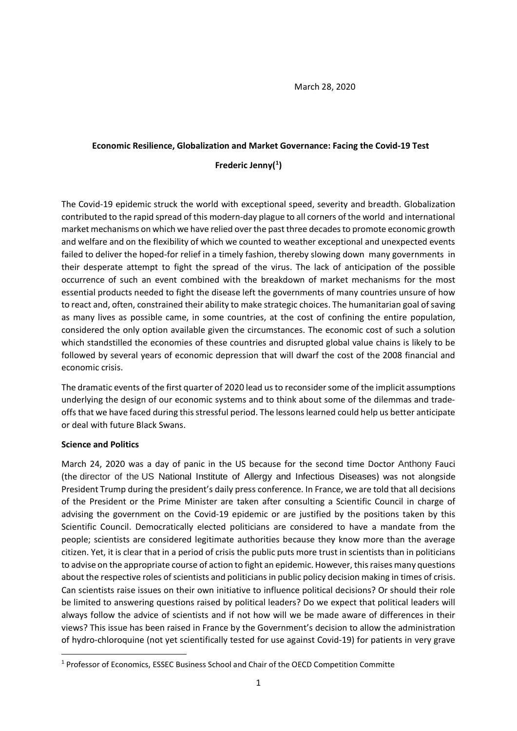March 28, 2020

**Economic Resilience, Globalization and Market Governance: Facing the Covid-19 Test**

**Frederic Jenny([1])**

The Covid-19 epidemic struck the world with exceptional speed, severity and breadth. Globalization contributed to the rapid spread of this modern-day plague to all corners of the world and international market mechanisms on which we have relied over the past three decades to promote economic growth and welfare and on the flexibility of which we counted to weather exceptional and unexpected events failed to deliver the hoped-for relief in a timely fashion, thereby slowing down many governments in their desperate attempt to fight the spread of the virus. The lack of anticipation of the possible occurrence of such an event combined with the breakdown of market mechanisms for the most essential products needed to fight the disease left the governments of many countries unsure of how to react and, often, constrained their ability to make strategic choices. The humanitarian goal of saving as many lives as possible came, in some countries, at the cost of confining the entire population, considered the only option available given the circumstances. The economic cost of such a solution which standstilled the economies of these countries and disrupted global value chains is likely to be followed by several years of economic depression that will dwarf the cost of the 2008 financial and economic crisis.

The dramatic events of the first quarter of 2020 lead us to reconsider some of the implicit assumptions underlying the design of our economic systems and to think about some of the dilemmas and trade-offs that we have faced during this stressful period. The lessons learned could help us better anticipate or deal with future Black Swans.

**Science and Politics**

March 24, 2020 was a day of panic in the US because for the second time Doctor Anthony Fauci (the director of the US National Institute of Allergy and Infectious Diseases) was not alongside President Trump during the president's daily press conference. In France, we are told that all decisions of the President or the Prime Minister are taken after consulting a Scientific Council in charge of advising the government on the Covid-19 epidemic or are justified by the positions taken by this Scientific Council. Democratically elected politicians are considered to have a mandate from the people; scientists are considered legitimate authorities because they know more than the average citizen. Yet, it is clear that in a period of crisis the public puts more trust in scientists than in politicians to advise on the appropriate course of action to fight an epidemic. However, this raises many questions about the respective roles of scientists and politicians in public policy decision making in times of crisis. Can scientists raise issues on their own initiative to influence political decisions? Or should their role be limited to answering questions raised by political leaders? Do we expect that political leaders will always follow the advice of scientists and if not how will we be made aware of differences in their views? This issue has been raised in France by the Government's decision to allow the administration of hydro-chloroquine (not yet scientifically tested for use against Covid-19) for patients in very grave

[1] Professor of Economics, ESSEC Business School and Chair of the OECD Competition Committe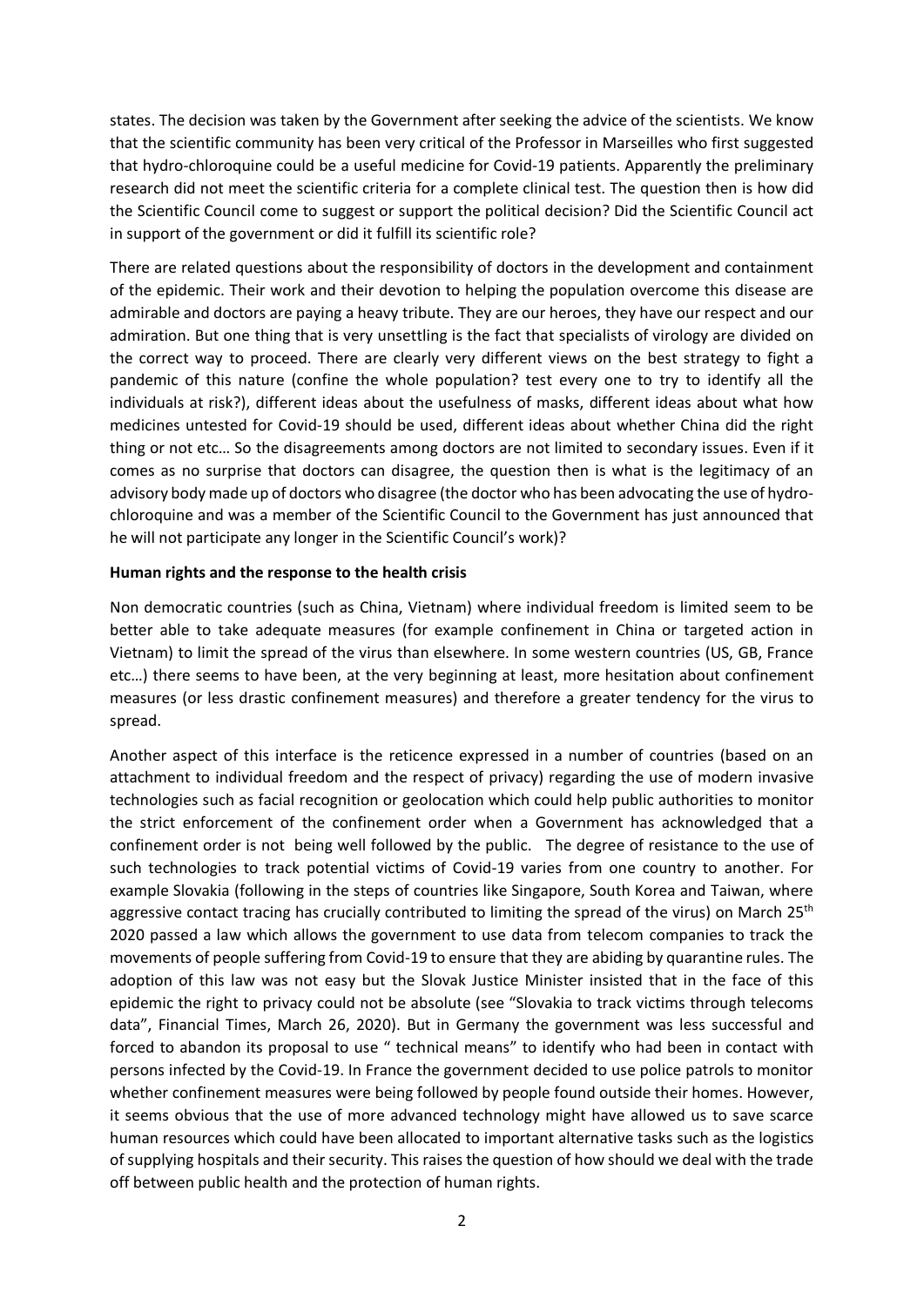states. The decision was taken by the Government after seeking the advice of the scientists. We know that the scientific community has been very critical of the Professor in Marseilles who first suggested that hydro-chloroquine could be a useful medicine for Covid-19 patients. Apparently the preliminary research did not meet the scientific criteria for a complete clinical test. The question then is how did the Scientific Council come to suggest or support the political decision? Did the Scientific Council act in support of the government or did it fulfill its scientific role?

There are related questions about the responsibility of doctors in the development and containment of the epidemic. Their work and their devotion to helping the population overcome this disease are admirable and doctors are paying a heavy tribute. They are our heroes, they have our respect and our admiration. But one thing that is very unsettling is the fact that specialists of virology are divided on the correct way to proceed. There are clearly very different views on the best strategy to fight a pandemic of this nature (confine the whole population? test every one to try to identify all the individuals at risk?), different ideas about the usefulness of masks, different ideas about what how medicines untested for Covid-19 should be used, different ideas about whether China did the right thing or not etc… So the disagreements among doctors are not limited to secondary issues. Even if it comes as no surprise that doctors can disagree, the question then is what is the legitimacy of an advisory body made up of doctors who disagree (the doctor who has been advocating the use of hydro-chloroquine and was a member of the Scientific Council to the Government has just announced that he will not participate any longer in the Scientific Council's work)?

**Human rights and the response to the health crisis**

Non democratic countries (such as China, Vietnam) where individual freedom is limited seem to be better able to take adequate measures (for example confinement in China or targeted action in Vietnam) to limit the spread of the virus than elsewhere. In some western countries (US, GB, France etc…) there seems to have been, at the very beginning at least, more hesitation about confinement measures (or less drastic confinement measures) and therefore a greater tendency for the virus to spread.

Another aspect of this interface is the reticence expressed in a number of countries (based on an attachment to individual freedom and the respect of privacy) regarding the use of modern invasive technologies such as facial recognition or geolocation which could help public authorities to monitor the strict enforcement of the confinement order when a Government has acknowledged that a confinement order is not being well followed by the public. The degree of resistance to the use of such technologies to track potential victims of Covid-19 varies from one country to another. For example Slovakia (following in the steps of countries like Singapore, South Korea and Taiwan, where aggressive contact tracing has crucially contributed to limiting the spread of the virus) on March 25th 2020 passed a law which allows the government to use data from telecom companies to track the movements of people suffering from Covid-19 to ensure that they are abiding by quarantine rules. The adoption of this law was not easy but the Slovak Justice Minister insisted that in the face of this epidemic the right to privacy could not be absolute (see "Slovakia to track victims through telecoms data", Financial Times, March 26, 2020). But in Germany the government was less successful and forced to abandon its proposal to use " technical means" to identify who had been in contact with persons infected by the Covid-19. In France the government decided to use police patrols to monitor whether confinement measures were being followed by people found outside their homes. However, it seems obvious that the use of more advanced technology might have allowed us to save scarce human resources which could have been allocated to important alternative tasks such as the logistics of supplying hospitals and their security. This raises the question of how should we deal with the trade off between public health and the protection of human rights.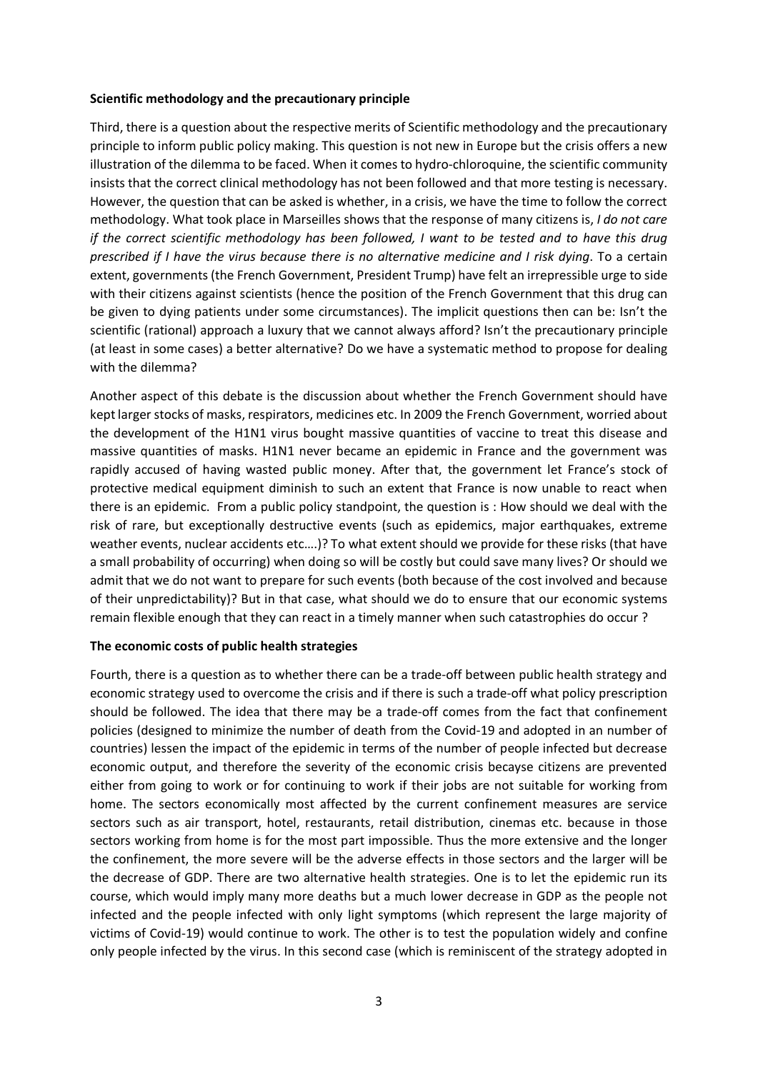**Scientific methodology and the precautionary principle**

Third, there is a question about the respective merits of Scientific methodology and the precautionary principle to inform public policy making. This question is not new in Europe but the crisis offers a new illustration of the dilemma to be faced. When it comes to hydro-chloroquine, the scientific community insists that the correct clinical methodology has not been followed and that more testing is necessary. However, the question that can be asked is whether, in a crisis, we have the time to follow the correct methodology. What took place in Marseilles shows that the response of many citizens is, *I do not care if the correct scientific methodology has been followed, I want to be tested and to have this drug prescribed if I have the virus because there is no alternative medicine and I risk dying*. To a certain extent, governments (the French Government, President Trump) have felt an irrepressible urge to side with their citizens against scientists (hence the position of the French Government that this drug can be given to dying patients under some circumstances). The implicit questions then can be: Isn't the scientific (rational) approach a luxury that we cannot always afford? Isn't the precautionary principle (at least in some cases) a better alternative? Do we have a systematic method to propose for dealing with the dilemma?

Another aspect of this debate is the discussion about whether the French Government should have kept larger stocks of masks, respirators, medicines etc. In 2009 the French Government, worried about the development of the H1N1 virus bought massive quantities of vaccine to treat this disease and massive quantities of masks. H1N1 never became an epidemic in France and the government was rapidly accused of having wasted public money. After that, the government let France's stock of protective medical equipment diminish to such an extent that France is now unable to react when there is an epidemic. From a public policy standpoint, the question is : How should we deal with the risk of rare, but exceptionally destructive events (such as epidemics, major earthquakes, extreme weather events, nuclear accidents etc….)? To what extent should we provide for these risks (that have a small probability of occurring) when doing so will be costly but could save many lives? Or should we admit that we do not want to prepare for such events (both because of the cost involved and because of their unpredictability)? But in that case, what should we do to ensure that our economic systems remain flexible enough that they can react in a timely manner when such catastrophies do occur ?

**The economic costs of public health strategies**

Fourth, there is a question as to whether there can be a trade-off between public health strategy and economic strategy used to overcome the crisis and if there is such a trade-off what policy prescription should be followed. The idea that there may be a trade-off comes from the fact that confinement policies (designed to minimize the number of death from the Covid-19 and adopted in an number of countries) lessen the impact of the epidemic in terms of the number of people infected but decrease economic output, and therefore the severity of the economic crisis becayse citizens are prevented either from going to work or for continuing to work if their jobs are not suitable for working from home. The sectors economically most affected by the current confinement measures are service sectors such as air transport, hotel, restaurants, retail distribution, cinemas etc. because in those sectors working from home is for the most part impossible. Thus the more extensive and the longer the confinement, the more severe will be the adverse effects in those sectors and the larger will be the decrease of GDP. There are two alternative health strategies. One is to let the epidemic run its course, which would imply many more deaths but a much lower decrease in GDP as the people not infected and the people infected with only light symptoms (which represent the large majority of victims of Covid-19) would continue to work. The other is to test the population widely and confine only people infected by the virus. In this second case (which is reminiscent of the strategy adopted in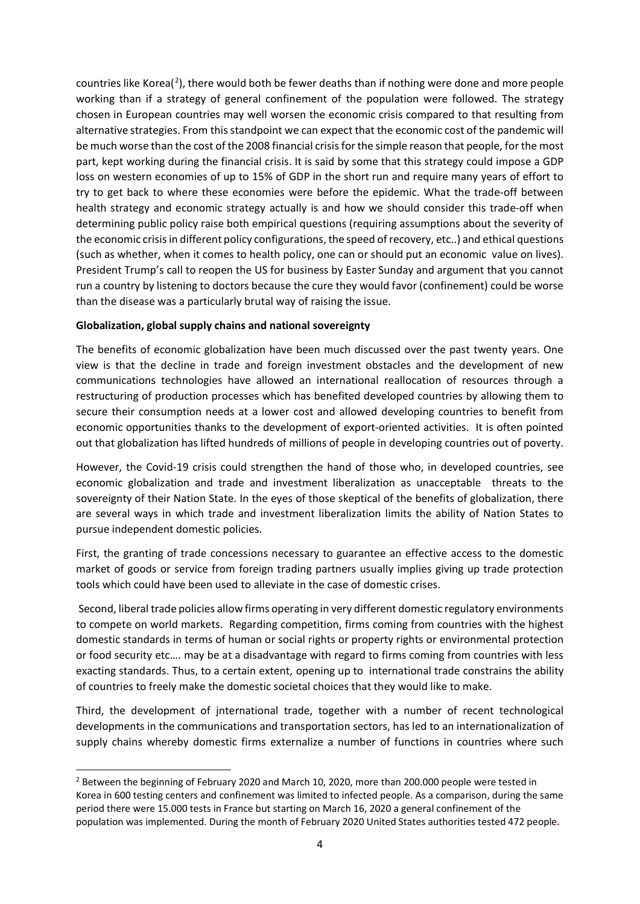countries like Korea([2]), there would both be fewer deaths than if nothing were done and more people working than if a strategy of general confinement of the population were followed. The strategy chosen in European countries may well worsen the economic crisis compared to that resulting from alternative strategies. From this standpoint we can expect that the economic cost of the pandemic will be much worse than the cost of the 2008 financial crisis for the simple reason that people, for the most part, kept working during the financial crisis. It is said by some that this strategy could impose a GDP loss on western economies of up to 15% of GDP in the short run and require many years of effort to try to get back to where these economies were before the epidemic. What the trade-off between health strategy and economic strategy actually is and how we should consider this trade-off when determining public policy raise both empirical questions (requiring assumptions about the severity of the economic crisis in different policy configurations, the speed of recovery, etc..) and ethical questions (such as whether, when it comes to health policy, one can or should put an economic value on lives). President Trump's call to reopen the US for business by Easter Sunday and argument that you cannot run a country by listening to doctors because the cure they would favor (confinement) could be worse than the disease was a particularly brutal way of raising the issue.

**Globalization, global supply chains and national sovereignty**

The benefits of economic globalization have been much discussed over the past twenty years. One view is that the decline in trade and foreign investment obstacles and the development of new communications technologies have allowed an international reallocation of resources through a restructuring of production processes which has benefited developed countries by allowing them to secure their consumption needs at a lower cost and allowed developing countries to benefit from economic opportunities thanks to the development of export-oriented activities. It is often pointed out that globalization has lifted hundreds of millions of people in developing countries out of poverty.

However, the Covid-19 crisis could strengthen the hand of those who, in developed countries, see economic globalization and trade and investment liberalization as unacceptable threats to the sovereignty of their Nation State. In the eyes of those skeptical of the benefits of globalization, there are several ways in which trade and investment liberalization limits the ability of Nation States to pursue independent domestic policies.

First, the granting of trade concessions necessary to guarantee an effective access to the domestic market of goods or service from foreign trading partners usually implies giving up trade protection tools which could have been used to alleviate in the case of domestic crises.

Second, liberal trade policies allow firms operating in very different domestic regulatory environments to compete on world markets. Regarding competition, firms coming from countries with the highest domestic standards in terms of human or social rights or property rights or environmental protection or food security etc…. may be at a disadvantage with regard to firms coming from countries with less exacting standards. Thus, to a certain extent, opening up to international trade constrains the ability of countries to freely make the domestic societal choices that they would like to make.

Third, the development of jnternational trade, together with a number of recent technological developments in the communications and transportation sectors, has led to an internationalization of supply chains whereby domestic firms externalize a number of functions in countries where such

[2] Between the beginning of February 2020 and March 10, 2020, more than 200.000 people were tested in Korea in 600 testing centers and confinement was limited to infected people. As a comparison, during the same period there were 15.000 tests in France but starting on March 16, 2020 a general confinement of the population was implemented. During the month of February 2020 United States authorities tested 472 people.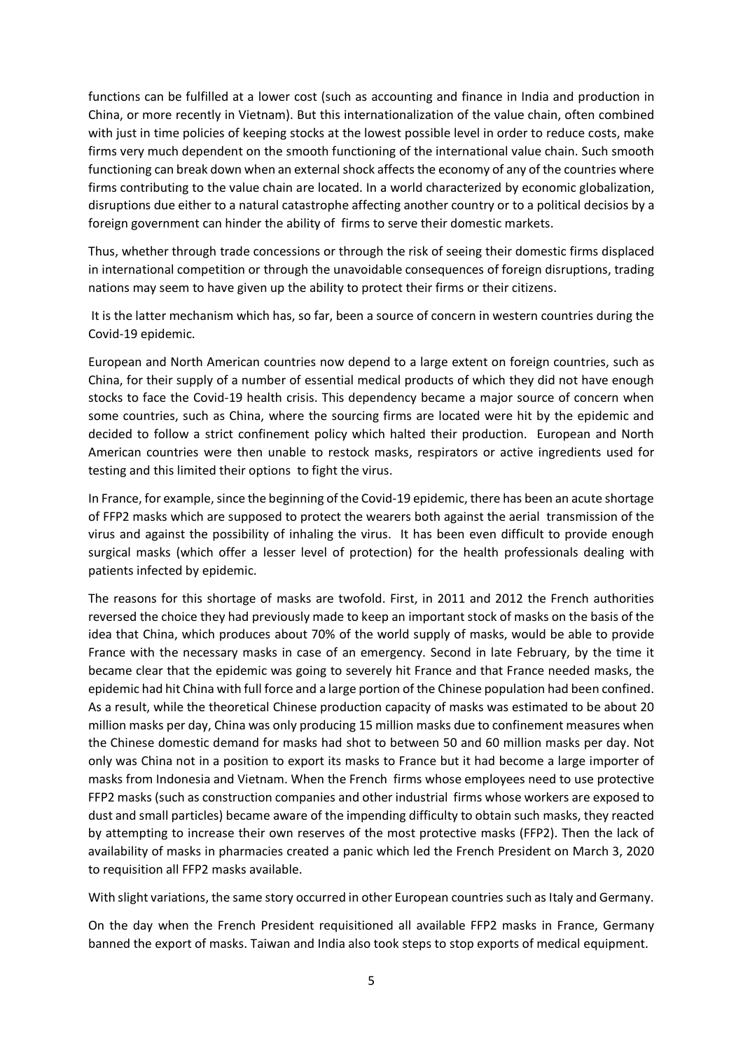functions can be fulfilled at a lower cost (such as accounting and finance in India and production in China, or more recently in Vietnam). But this internationalization of the value chain, often combined with just in time policies of keeping stocks at the lowest possible level in order to reduce costs, make firms very much dependent on the smooth functioning of the international value chain. Such smooth functioning can break down when an external shock affects the economy of any of the countries where firms contributing to the value chain are located. In a world characterized by economic globalization, disruptions due either to a natural catastrophe affecting another country or to a political decisios by a foreign government can hinder the ability of firms to serve their domestic markets.

Thus, whether through trade concessions or through the risk of seeing their domestic firms displaced in international competition or through the unavoidable consequences of foreign disruptions, trading nations may seem to have given up the ability to protect their firms or their citizens.

It is the latter mechanism which has, so far, been a source of concern in western countries during the Covid-19 epidemic.

European and North American countries now depend to a large extent on foreign countries, such as China, for their supply of a number of essential medical products of which they did not have enough stocks to face the Covid-19 health crisis. This dependency became a major source of concern when some countries, such as China, where the sourcing firms are located were hit by the epidemic and decided to follow a strict confinement policy which halted their production. European and North American countries were then unable to restock masks, respirators or active ingredients used for testing and this limited their options to fight the virus.

In France, for example, since the beginning of the Covid-19 epidemic, there has been an acute shortage of FFP2 masks which are supposed to protect the wearers both against the aerial transmission of the virus and against the possibility of inhaling the virus. It has been even difficult to provide enough surgical masks (which offer a lesser level of protection) for the health professionals dealing with patients infected by epidemic.

The reasons for this shortage of masks are twofold. First, in 2011 and 2012 the French authorities reversed the choice they had previously made to keep an important stock of masks on the basis of the idea that China, which produces about 70% of the world supply of masks, would be able to provide France with the necessary masks in case of an emergency. Second in late February, by the time it became clear that the epidemic was going to severely hit France and that France needed masks, the epidemic had hit China with full force and a large portion of the Chinese population had been confined. As a result, while the theoretical Chinese production capacity of masks was estimated to be about 20 million masks per day, China was only producing 15 million masks due to confinement measures when the Chinese domestic demand for masks had shot to between 50 and 60 million masks per day. Not only was China not in a position to export its masks to France but it had become a large importer of masks from Indonesia and Vietnam. When the French firms whose employees need to use protective FFP2 masks (such as construction companies and other industrial firms whose workers are exposed to dust and small particles) became aware of the impending difficulty to obtain such masks, they reacted by attempting to increase their own reserves of the most protective masks (FFP2). Then the lack of availability of masks in pharmacies created a panic which led the French President on March 3, 2020 to requisition all FFP2 masks available.

With slight variations, the same story occurred in other European countries such as Italy and Germany.

On the day when the French President requisitioned all available FFP2 masks in France, Germany banned the export of masks. Taiwan and India also took steps to stop exports of medical equipment.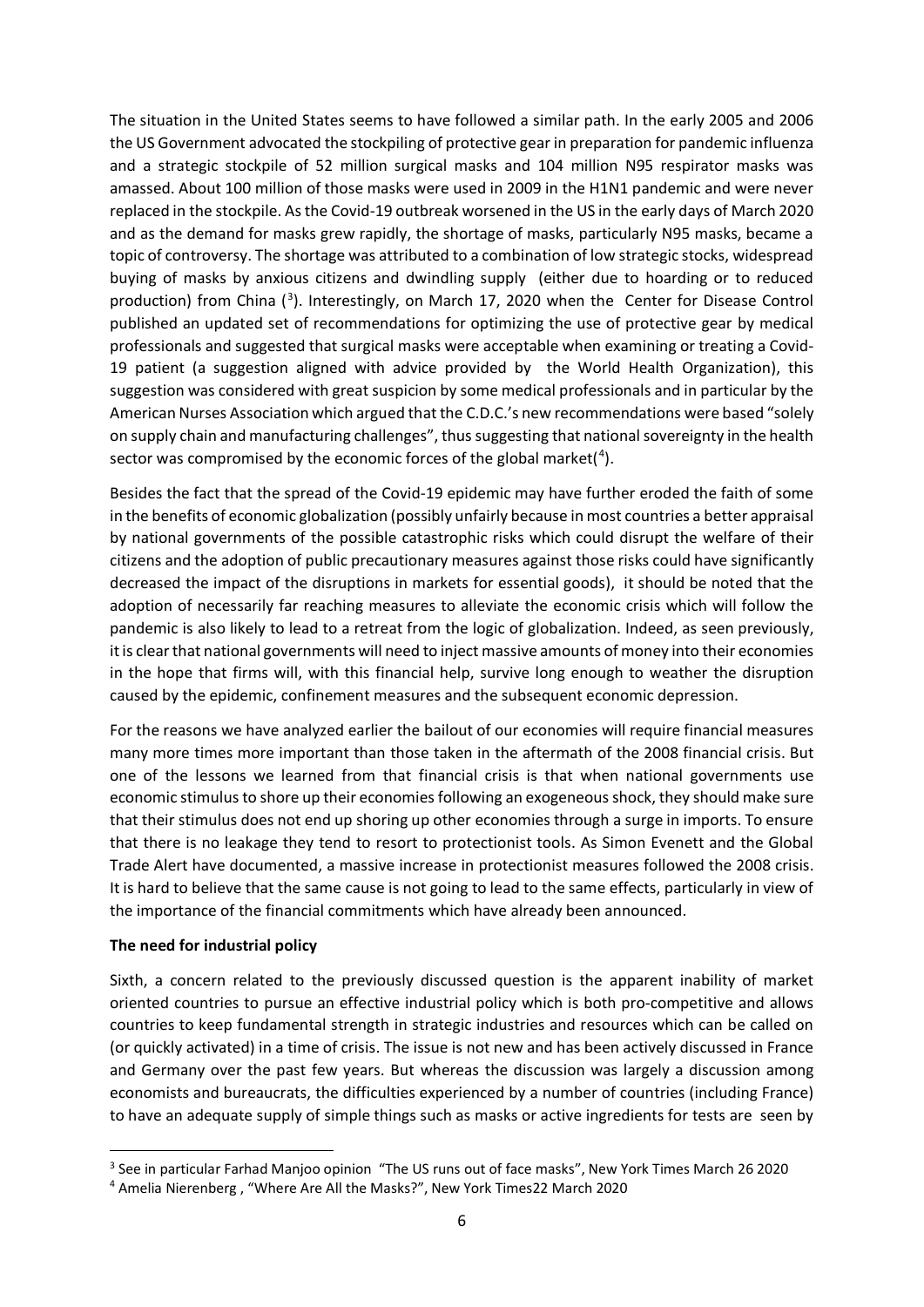The situation in the United States seems to have followed a similar path. In the early 2005 and 2006 the US Government advocated the stockpiling of protective gear in preparation for pandemic influenza and a strategic stockpile of 52 million surgical masks and 104 million N95 respirator masks was amassed. About 100 million of those masks were used in 2009 in the H1N1 pandemic and were never replaced in the stockpile. As the Covid-19 outbreak worsened in the US in the early days of March 2020 and as the demand for masks grew rapidly, the shortage of masks, particularly N95 masks, became a topic of controversy. The shortage was attributed to a combination of low strategic stocks, widespread buying of masks by anxious citizens and dwindling supply (either due to hoarding or to reduced production) from China ([3]). Interestingly, on March 17, 2020 when the Center for Disease Control published an updated set of recommendations for optimizing the use of protective gear by medical professionals and suggested that surgical masks were acceptable when examining or treating a Covid-19 patient (a suggestion aligned with advice provided by the World Health Organization), this suggestion was considered with great suspicion by some medical professionals and in particular by the American Nurses Association which argued that the C.D.C.'s new recommendations were based "solely on supply chain and manufacturing challenges", thus suggesting that national sovereignty in the health sector was compromised by the economic forces of the global market([4]).

Besides the fact that the spread of the Covid-19 epidemic may have further eroded the faith of some in the benefits of economic globalization (possibly unfairly because in most countries a better appraisal by national governments of the possible catastrophic risks which could disrupt the welfare of their citizens and the adoption of public precautionary measures against those risks could have significantly decreased the impact of the disruptions in markets for essential goods), it should be noted that the adoption of necessarily far reaching measures to alleviate the economic crisis which will follow the pandemic is also likely to lead to a retreat from the logic of globalization. Indeed, as seen previously, it is clear that national governments will need to inject massive amounts of money into their economies in the hope that firms will, with this financial help, survive long enough to weather the disruption caused by the epidemic, confinement measures and the subsequent economic depression.

For the reasons we have analyzed earlier the bailout of our economies will require financial measures many more times more important than those taken in the aftermath of the 2008 financial crisis. But one of the lessons we learned from that financial crisis is that when national governments use economic stimulus to shore up their economies following an exogeneous shock, they should make sure that their stimulus does not end up shoring up other economies through a surge in imports. To ensure that there is no leakage they tend to resort to protectionist tools. As Simon Evenett and the Global Trade Alert have documented, a massive increase in protectionist measures followed the 2008 crisis. It is hard to believe that the same cause is not going to lead to the same effects, particularly in view of the importance of the financial commitments which have already been announced.

**The need for industrial policy**

Sixth, a concern related to the previously discussed question is the apparent inability of market oriented countries to pursue an effective industrial policy which is both pro-competitive and allows countries to keep fundamental strength in strategic industries and resources which can be called on (or quickly activated) in a time of crisis. The issue is not new and has been actively discussed in France and Germany over the past few years. But whereas the discussion was largely a discussion among economists and bureaucrats, the difficulties experienced by a number of countries (including France) to have an adequate supply of simple things such as masks or active ingredients for tests are seen by

---

[3] See in particular Farhad Manjoo opinion "The US runs out of face masks", New York Times March 26 2020

[4] Amelia Nierenberg , "Where Are All the Masks?", New York Times22 March 2020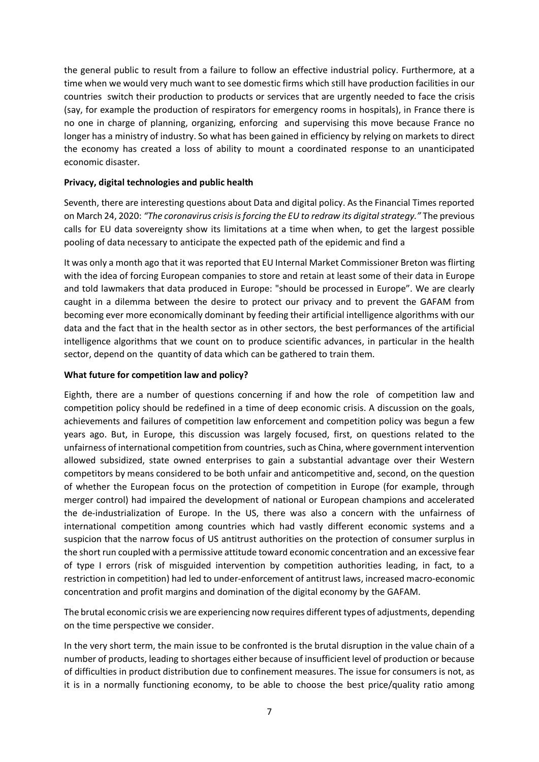the general public to result from a failure to follow an effective industrial policy. Furthermore, at a time when we would very much want to see domestic firms which still have production facilities in our countries switch their production to products or services that are urgently needed to face the crisis (say, for example the production of respirators for emergency rooms in hospitals), in France there is no one in charge of planning, organizing, enforcing and supervising this move because France no longer has a ministry of industry. So what has been gained in efficiency by relying on markets to direct the economy has created a loss of ability to mount a coordinated response to an unanticipated economic disaster.

**Privacy, digital technologies and public health**

Seventh, there are interesting questions about Data and digital policy. As the Financial Times reported on March 24, 2020: *"The coronavirus crisis is forcing the EU to redraw its digital strategy."* The previous calls for EU data sovereignty show its limitations at a time when when, to get the largest possible pooling of data necessary to anticipate the expected path of the epidemic and find a

It was only a month ago that it was reported that EU Internal Market Commissioner Breton was flirting with the idea of forcing European companies to store and retain at least some of their data in Europe and told lawmakers that data produced in Europe: "should be processed in Europe". We are clearly caught in a dilemma between the desire to protect our privacy and to prevent the GAFAM from becoming ever more economically dominant by feeding their artificial intelligence algorithms with our data and the fact that in the health sector as in other sectors, the best performances of the artificial intelligence algorithms that we count on to produce scientific advances, in particular in the health sector, depend on the quantity of data which can be gathered to train them.

**What future for competition law and policy?**

Eighth, there are a number of questions concerning if and how the role of competition law and competition policy should be redefined in a time of deep economic crisis. A discussion on the goals, achievements and failures of competition law enforcement and competition policy was begun a few years ago. But, in Europe, this discussion was largely focused, first, on questions related to the unfairness of international competition from countries, such as China, where government intervention allowed subsidized, state owned enterprises to gain a substantial advantage over their Western competitors by means considered to be both unfair and anticompetitive and, second, on the question of whether the European focus on the protection of competition in Europe (for example, through merger control) had impaired the development of national or European champions and accelerated the de-industrialization of Europe. In the US, there was also a concern with the unfairness of international competition among countries which had vastly different economic systems and a suspicion that the narrow focus of US antitrust authorities on the protection of consumer surplus in the short run coupled with a permissive attitude toward economic concentration and an excessive fear of type I errors (risk of misguided intervention by competition authorities leading, in fact, to a restriction in competition) had led to under-enforcement of antitrust laws, increased macro-economic concentration and profit margins and domination of the digital economy by the GAFAM.

The brutal economic crisis we are experiencing now requires different types of adjustments, depending on the time perspective we consider.

In the very short term, the main issue to be confronted is the brutal disruption in the value chain of a number of products, leading to shortages either because of insufficient level of production or because of difficulties in product distribution due to confinement measures. The issue for consumers is not, as it is in a normally functioning economy, to be able to choose the best price/quality ratio among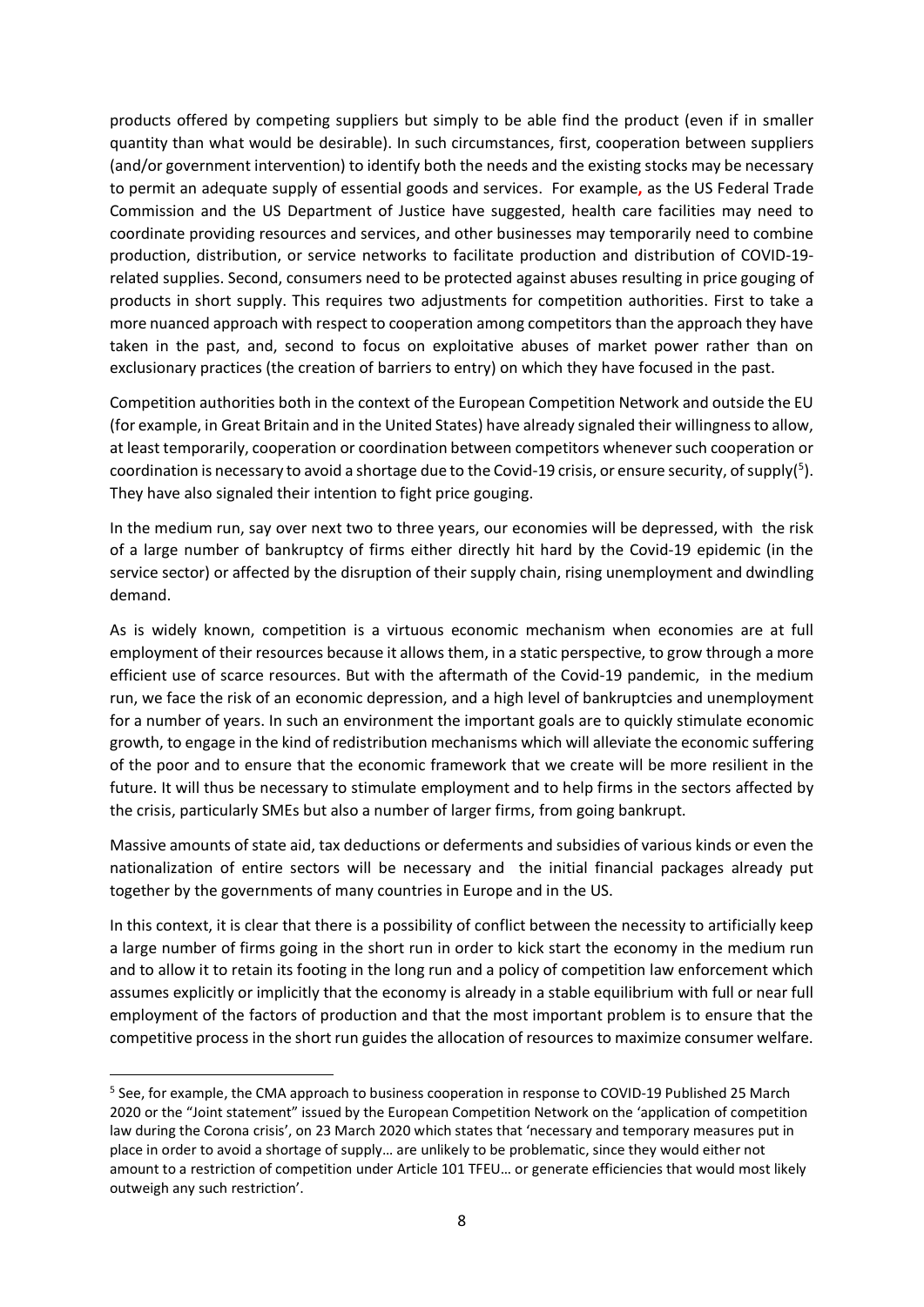products offered by competing suppliers but simply to be able find the product (even if in smaller quantity than what would be desirable). In such circumstances, first, cooperation between suppliers (and/or government intervention) to identify both the needs and the existing stocks may be necessary to permit an adequate supply of essential goods and services. For example, as the US Federal Trade Commission and the US Department of Justice have suggested, health care facilities may need to coordinate providing resources and services, and other businesses may temporarily need to combine production, distribution, or service networks to facilitate production and distribution of COVID-19-related supplies. Second, consumers need to be protected against abuses resulting in price gouging of products in short supply. This requires two adjustments for competition authorities. First to take a more nuanced approach with respect to cooperation among competitors than the approach they have taken in the past, and, second to focus on exploitative abuses of market power rather than on exclusionary practices (the creation of barriers to entry) on which they have focused in the past.

Competition authorities both in the context of the European Competition Network and outside the EU (for example, in Great Britain and in the United States) have already signaled their willingness to allow, at least temporarily, cooperation or coordination between competitors whenever such cooperation or coordination is necessary to avoid a shortage due to the Covid-19 crisis, or ensure security, of supply([5]). They have also signaled their intention to fight price gouging.

In the medium run, say over next two to three years, our economies will be depressed, with the risk of a large number of bankruptcy of firms either directly hit hard by the Covid-19 epidemic (in the service sector) or affected by the disruption of their supply chain, rising unemployment and dwindling demand.

As is widely known, competition is a virtuous economic mechanism when economies are at full employment of their resources because it allows them, in a static perspective, to grow through a more efficient use of scarce resources. But with the aftermath of the Covid-19 pandemic, in the medium run, we face the risk of an economic depression, and a high level of bankruptcies and unemployment for a number of years. In such an environment the important goals are to quickly stimulate economic growth, to engage in the kind of redistribution mechanisms which will alleviate the economic suffering of the poor and to ensure that the economic framework that we create will be more resilient in the future. It will thus be necessary to stimulate employment and to help firms in the sectors affected by the crisis, particularly SMEs but also a number of larger firms, from going bankrupt.

Massive amounts of state aid, tax deductions or deferments and subsidies of various kinds or even the nationalization of entire sectors will be necessary and the initial financial packages already put together by the governments of many countries in Europe and in the US.

In this context, it is clear that there is a possibility of conflict between the necessity to artificially keep a large number of firms going in the short run in order to kick start the economy in the medium run and to allow it to retain its footing in the long run and a policy of competition law enforcement which assumes explicitly or implicitly that the economy is already in a stable equilibrium with full or near full employment of the factors of production and that the most important problem is to ensure that the competitive process in the short run guides the allocation of resources to maximize consumer welfare.

---

[5] See, for example, the CMA approach to business cooperation in response to COVID-19 Published 25 March 2020 or the "Joint statement" issued by the European Competition Network on the 'application of competition law during the Corona crisis', on 23 March 2020 which states that 'necessary and temporary measures put in place in order to avoid a shortage of supply… are unlikely to be problematic, since they would either not amount to a restriction of competition under Article 101 TFEU… or generate efficiencies that would most likely outweigh any such restriction'.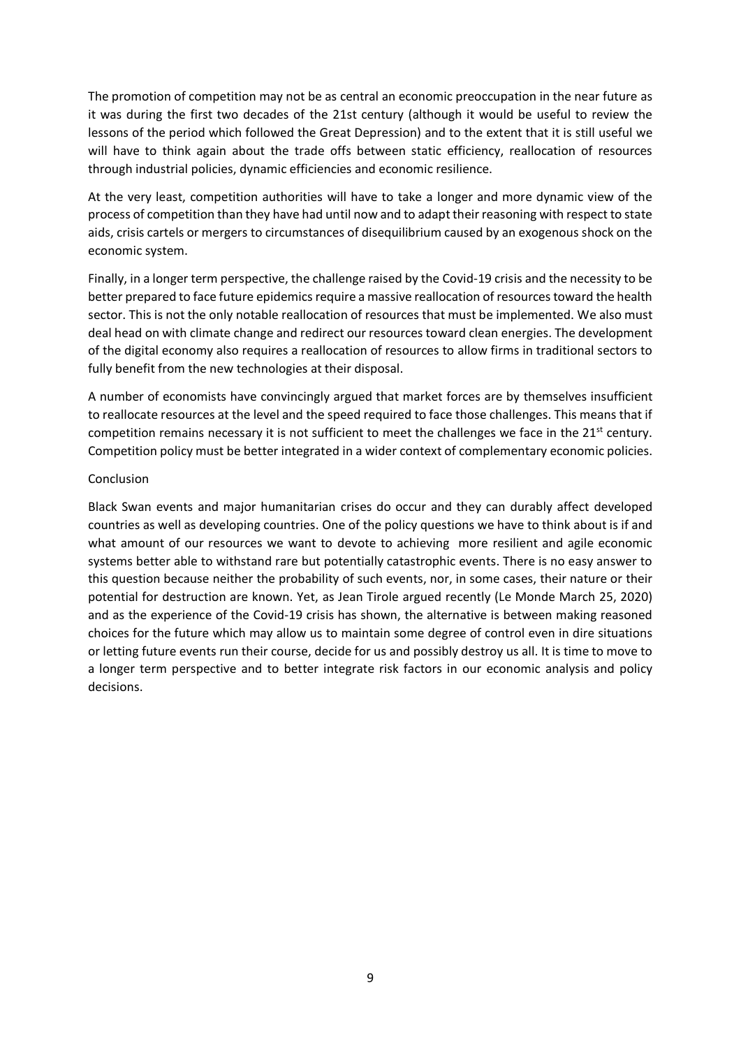The promotion of competition may not be as central an economic preoccupation in the near future as it was during the first two decades of the 21st century (although it would be useful to review the lessons of the period which followed the Great Depression) and to the extent that it is still useful we will have to think again about the trade offs between static efficiency, reallocation of resources through industrial policies, dynamic efficiencies and economic resilience.

At the very least, competition authorities will have to take a longer and more dynamic view of the process of competition than they have had until now and to adapt their reasoning with respect to state aids, crisis cartels or mergers to circumstances of disequilibrium caused by an exogenous shock on the economic system.

Finally, in a longer term perspective, the challenge raised by the Covid-19 crisis and the necessity to be better prepared to face future epidemics require a massive reallocation of resources toward the health sector. This is not the only notable reallocation of resources that must be implemented. We also must deal head on with climate change and redirect our resources toward clean energies. The development of the digital economy also requires a reallocation of resources to allow firms in traditional sectors to fully benefit from the new technologies at their disposal.

A number of economists have convincingly argued that market forces are by themselves insufficient to reallocate resources at the level and the speed required to face those challenges. This means that if competition remains necessary it is not sufficient to meet the challenges we face in the 21st century. Competition policy must be better integrated in a wider context of complementary economic policies.

## Conclusion

Black Swan events and major humanitarian crises do occur and they can durably affect developed countries as well as developing countries. One of the policy questions we have to think about is if and what amount of our resources we want to devote to achieving more resilient and agile economic systems better able to withstand rare but potentially catastrophic events. There is no easy answer to this question because neither the probability of such events, nor, in some cases, their nature or their potential for destruction are known. Yet, as Jean Tirole argued recently (Le Monde March 25, 2020) and as the experience of the Covid-19 crisis has shown, the alternative is between making reasoned choices for the future which may allow us to maintain some degree of control even in dire situations or letting future events run their course, decide for us and possibly destroy us all. It is time to move to a longer term perspective and to better integrate risk factors in our economic analysis and policy decisions.